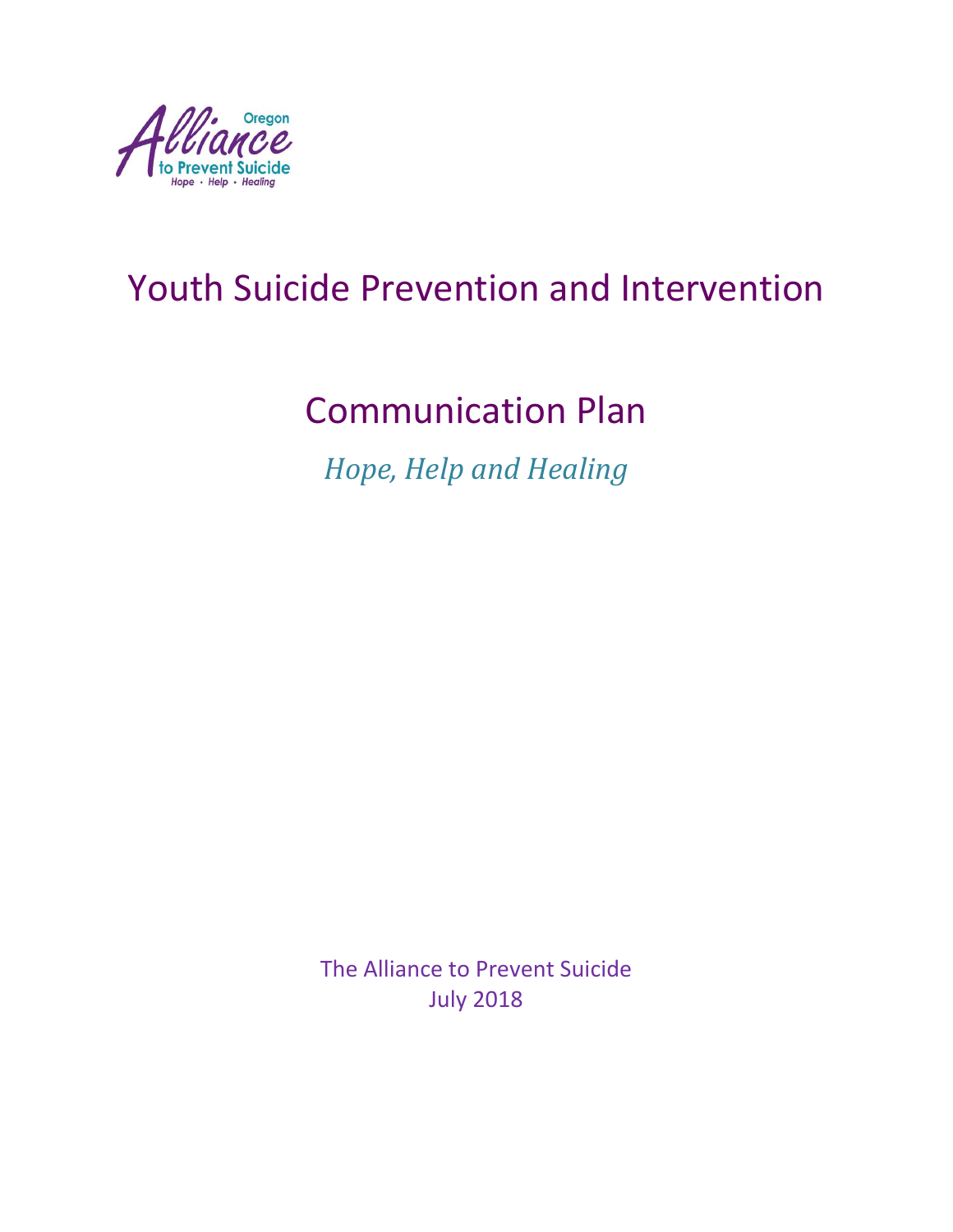Oregon Alliance to Prevent Suicide

Hope • Help • Healing

# Youth Suicide Prevention and Intervention

# Communication Plan

*Hope, Help and Healing*

The Alliance to Prevent Suicide
July 2018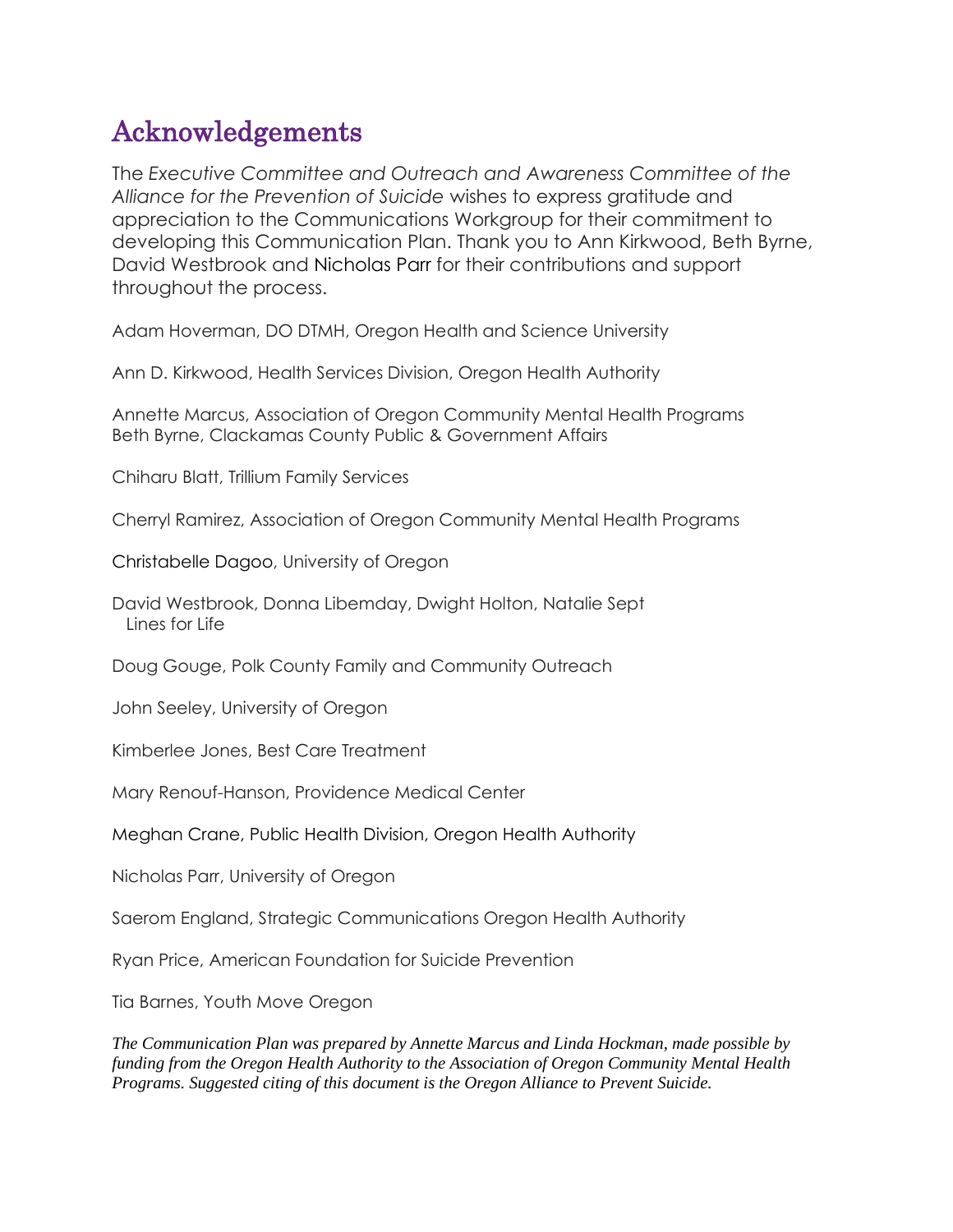# Acknowledgements

The *Executive Committee and Outreach and Awareness Committee of the Alliance for the Prevention of Suicide* wishes to express gratitude and appreciation to the Communications Workgroup for their commitment to developing this Communication Plan. Thank you to Ann Kirkwood, Beth Byrne, David Westbrook and Nicholas Parr for their contributions and support throughout the process.

Adam Hoverman, DO DTMH, Oregon Health and Science University

Ann D. Kirkwood, Health Services Division, Oregon Health Authority

Annette Marcus, Association of Oregon Community Mental Health Programs
Beth Byrne, Clackamas County Public & Government Affairs

Chiharu Blatt, Trillium Family Services

Cherryl Ramirez, Association of Oregon Community Mental Health Programs

Christabelle Dagoo, University of Oregon

David Westbrook, Donna Libemday, Dwight Holton, Natalie Sept
Lines for Life

Doug Gouge, Polk County Family and Community Outreach

John Seeley, University of Oregon

Kimberlee Jones, Best Care Treatment

Mary Renouf-Hanson, Providence Medical Center

Meghan Crane, Public Health Division, Oregon Health Authority

Nicholas Parr, University of Oregon

Saerom England, Strategic Communications Oregon Health Authority

Ryan Price, American Foundation for Suicide Prevention

Tia Barnes, Youth Move Oregon

*The Communication Plan was prepared by Annette Marcus and Linda Hockman, made possible by funding from the Oregon Health Authority to the Association of Oregon Community Mental Health Programs. Suggested citing of this document is the Oregon Alliance to Prevent Suicide.*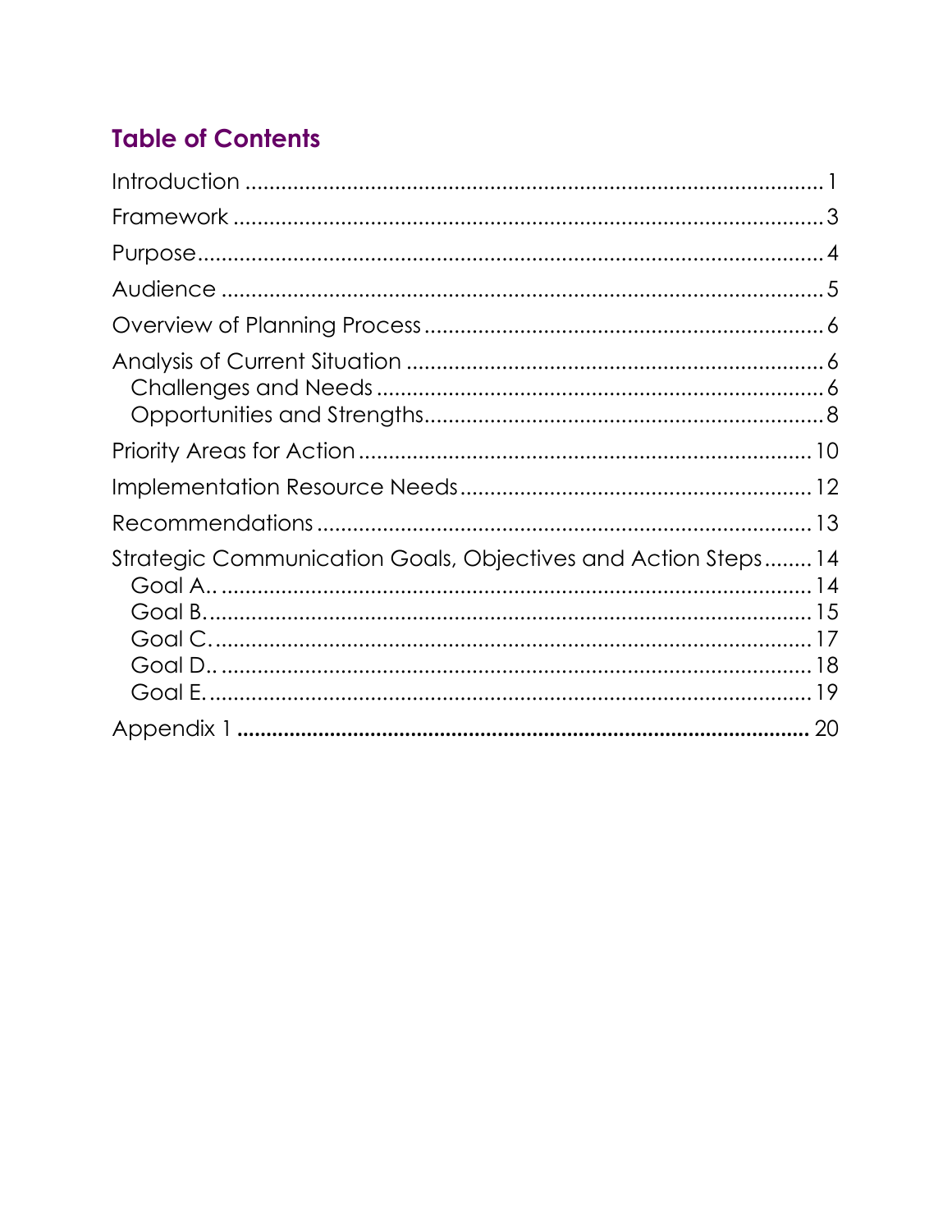## Table of Contents

Introduction ........................................................................................ 1

Framework ........................................................................................ 3

Purpose ........................................................................................ 4

Audience ........................................................................................ 5

Overview of Planning Process ........................................................................................ 6

Analysis of Current Situation ........................................................................................ 6

- Challenges and Needs ........................................................................................ 6
- Opportunities and Strengths ........................................................................................ 8

Priority Areas for Action ........................................................................................ 10

Implementation Resource Needs ........................................................................................ 12

Recommendations ........................................................................................ 13

Strategic Communication Goals, Objectives and Action Steps ........ 14

- Goal A.. ........................................................................................ 14
- Goal B. ........................................................................................ 15
- Goal C. ........................................................................................ 17
- Goal D.. ........................................................................................ 18
- Goal E. ........................................................................................ 19

**Appendix 1 ........................................................................................ 20**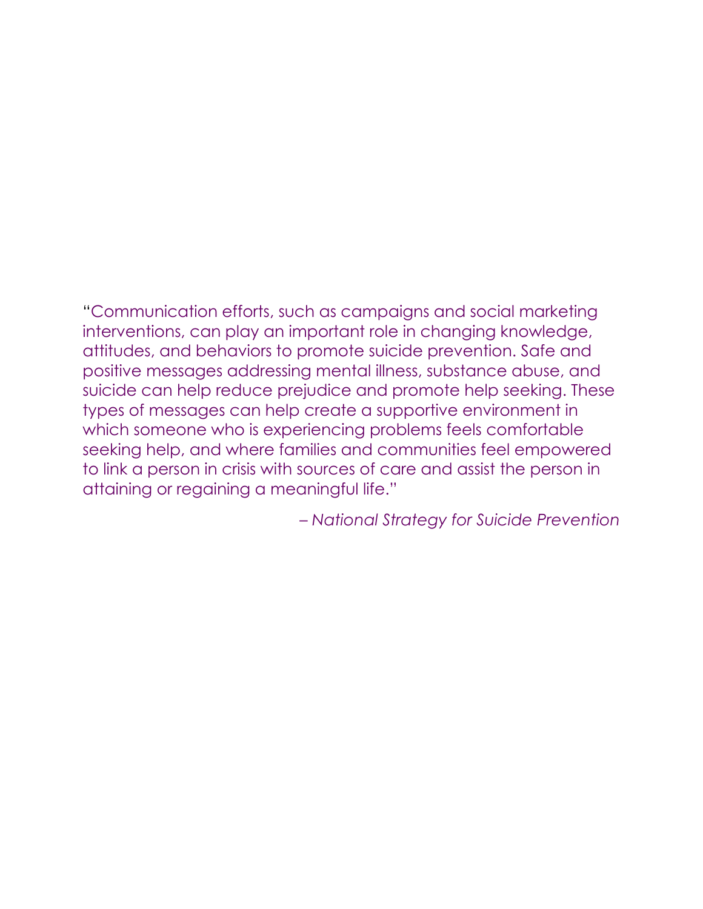"Communication efforts, such as campaigns and social marketing interventions, can play an important role in changing knowledge, attitudes, and behaviors to promote suicide prevention. Safe and positive messages addressing mental illness, substance abuse, and suicide can help reduce prejudice and promote help seeking. These types of messages can help create a supportive environment in which someone who is experiencing problems feels comfortable seeking help, and where families and communities feel empowered to link a person in crisis with sources of care and assist the person in attaining or regaining a meaningful life."

*– National Strategy for Suicide Prevention*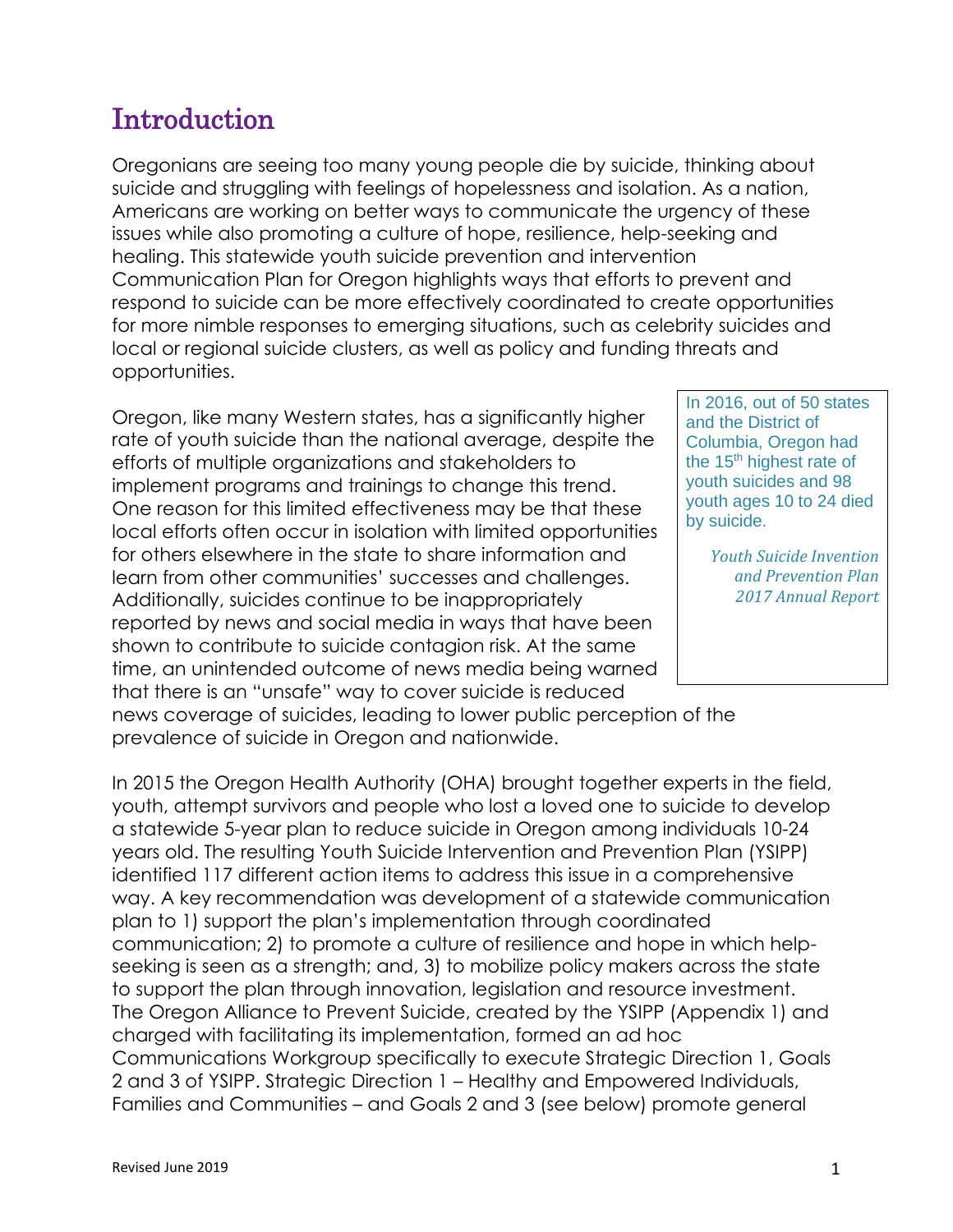# Introduction

Oregonians are seeing too many young people die by suicide, thinking about suicide and struggling with feelings of hopelessness and isolation. As a nation, Americans are working on better ways to communicate the urgency of these issues while also promoting a culture of hope, resilience, help-seeking and healing. This statewide youth suicide prevention and intervention Communication Plan for Oregon highlights ways that efforts to prevent and respond to suicide can be more effectively coordinated to create opportunities for more nimble responses to emerging situations, such as celebrity suicides and local or regional suicide clusters, as well as policy and funding threats and opportunities.

> In 2016, out of 50 states and the District of Columbia, Oregon had the 15th highest rate of youth suicides and 98 youth ages 10 to 24 died by suicide.
>
> *Youth Suicide Invention and Prevention Plan 2017 Annual Report*

Oregon, like many Western states, has a significantly higher rate of youth suicide than the national average, despite the efforts of multiple organizations and stakeholders to implement programs and trainings to change this trend. One reason for this limited effectiveness may be that these local efforts often occur in isolation with limited opportunities for others elsewhere in the state to share information and learn from other communities' successes and challenges. Additionally, suicides continue to be inappropriately reported by news and social media in ways that have been shown to contribute to suicide contagion risk. At the same time, an unintended outcome of news media being warned that there is an "unsafe" way to cover suicide is reduced news coverage of suicides, leading to lower public perception of the prevalence of suicide in Oregon and nationwide.

In 2015 the Oregon Health Authority (OHA) brought together experts in the field, youth, attempt survivors and people who lost a loved one to suicide to develop a statewide 5-year plan to reduce suicide in Oregon among individuals 10-24 years old. The resulting Youth Suicide Intervention and Prevention Plan (YSIPP) identified 117 different action items to address this issue in a comprehensive way. A key recommendation was development of a statewide communication plan to 1) support the plan's implementation through coordinated communication; 2) to promote a culture of resilience and hope in which help-seeking is seen as a strength; and, 3) to mobilize policy makers across the state to support the plan through innovation, legislation and resource investment. The Oregon Alliance to Prevent Suicide, created by the YSIPP (Appendix 1) and charged with facilitating its implementation, formed an ad hoc Communications Workgroup specifically to execute Strategic Direction 1, Goals 2 and 3 of YSIPP. Strategic Direction 1 – Healthy and Empowered Individuals, Families and Communities – and Goals 2 and 3 (see below) promote general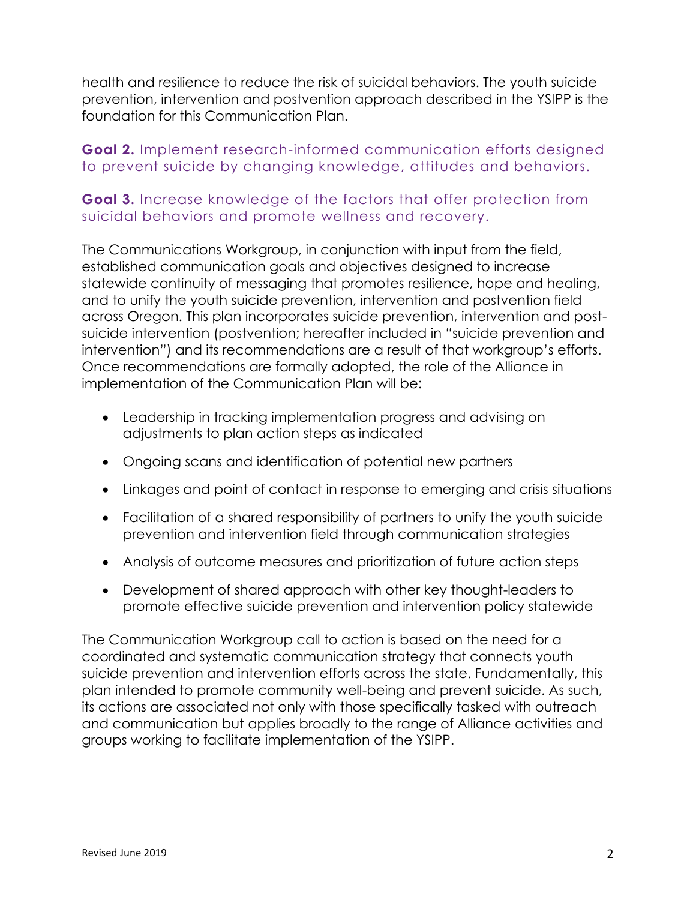health and resilience to reduce the risk of suicidal behaviors. The youth suicide prevention, intervention and postvention approach described in the YSIPP is the foundation for this Communication Plan.

**Goal 2.** Implement research-informed communication efforts designed to prevent suicide by changing knowledge, attitudes and behaviors.

**Goal 3.** Increase knowledge of the factors that offer protection from suicidal behaviors and promote wellness and recovery.

The Communications Workgroup, in conjunction with input from the field, established communication goals and objectives designed to increase statewide continuity of messaging that promotes resilience, hope and healing, and to unify the youth suicide prevention, intervention and postvention field across Oregon. This plan incorporates suicide prevention, intervention and post-suicide intervention (postvention; hereafter included in "suicide prevention and intervention") and its recommendations are a result of that workgroup's efforts. Once recommendations are formally adopted, the role of the Alliance in implementation of the Communication Plan will be:

- Leadership in tracking implementation progress and advising on adjustments to plan action steps as indicated
- Ongoing scans and identification of potential new partners
- Linkages and point of contact in response to emerging and crisis situations
- Facilitation of a shared responsibility of partners to unify the youth suicide prevention and intervention field through communication strategies
- Analysis of outcome measures and prioritization of future action steps
- Development of shared approach with other key thought-leaders to promote effective suicide prevention and intervention policy statewide

The Communication Workgroup call to action is based on the need for a coordinated and systematic communication strategy that connects youth suicide prevention and intervention efforts across the state. Fundamentally, this plan intended to promote community well-being and prevent suicide. As such, its actions are associated not only with those specifically tasked with outreach and communication but applies broadly to the range of Alliance activities and groups working to facilitate implementation of the YSIPP.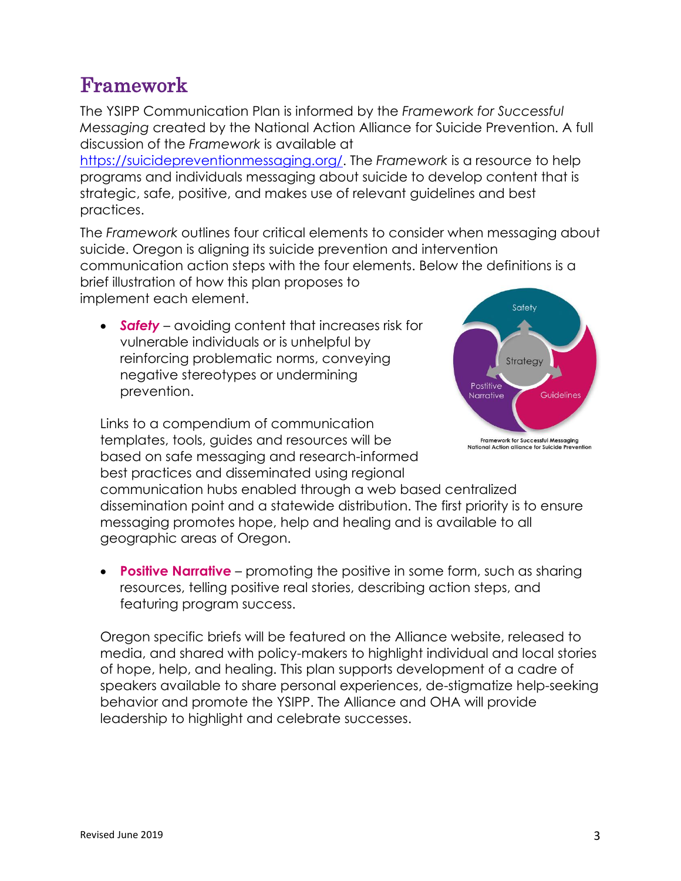# Framework

The YSIPP Communication Plan is informed by the *Framework for Successful Messaging* created by the National Action Alliance for Suicide Prevention. A full discussion of the *Framework* is available at https://suicidepreventionmessaging.org/. The *Framework* is a resource to help programs and individuals messaging about suicide to develop content that is strategic, safe, positive, and makes use of relevant guidelines and best practices.

The *Framework* outlines four critical elements to consider when messaging about suicide. Oregon is aligning its suicide prevention and intervention communication action steps with the four elements. Below the definitions is a brief illustration of how this plan proposes to implement each element.

- ***Safety*** – avoiding content that increases risk for vulnerable individuals or is unhelpful by reinforcing problematic norms, conveying negative stereotypes or undermining prevention.

  Links to a compendium of communication templates, tools, guides and resources will be based on safe messaging and research-informed best practices and disseminated using regional communication hubs enabled through a web based centralized dissemination point and a statewide distribution. The first priority is to ensure messaging promotes hope, help and healing and is available to all geographic areas of Oregon.

Safety, Strategy, Postitive Narrative, Guidelines

Framework for Successful Messaging
National Action alliance for Suicide Prevention

- **Positive Narrative** – promoting the positive in some form, such as sharing resources, telling positive real stories, describing action steps, and featuring program success.

  Oregon specific briefs will be featured on the Alliance website, released to media, and shared with policy-makers to highlight individual and local stories of hope, help, and healing. This plan supports development of a cadre of speakers available to share personal experiences, de-stigmatize help-seeking behavior and promote the YSIPP. The Alliance and OHA will provide leadership to highlight and celebrate successes.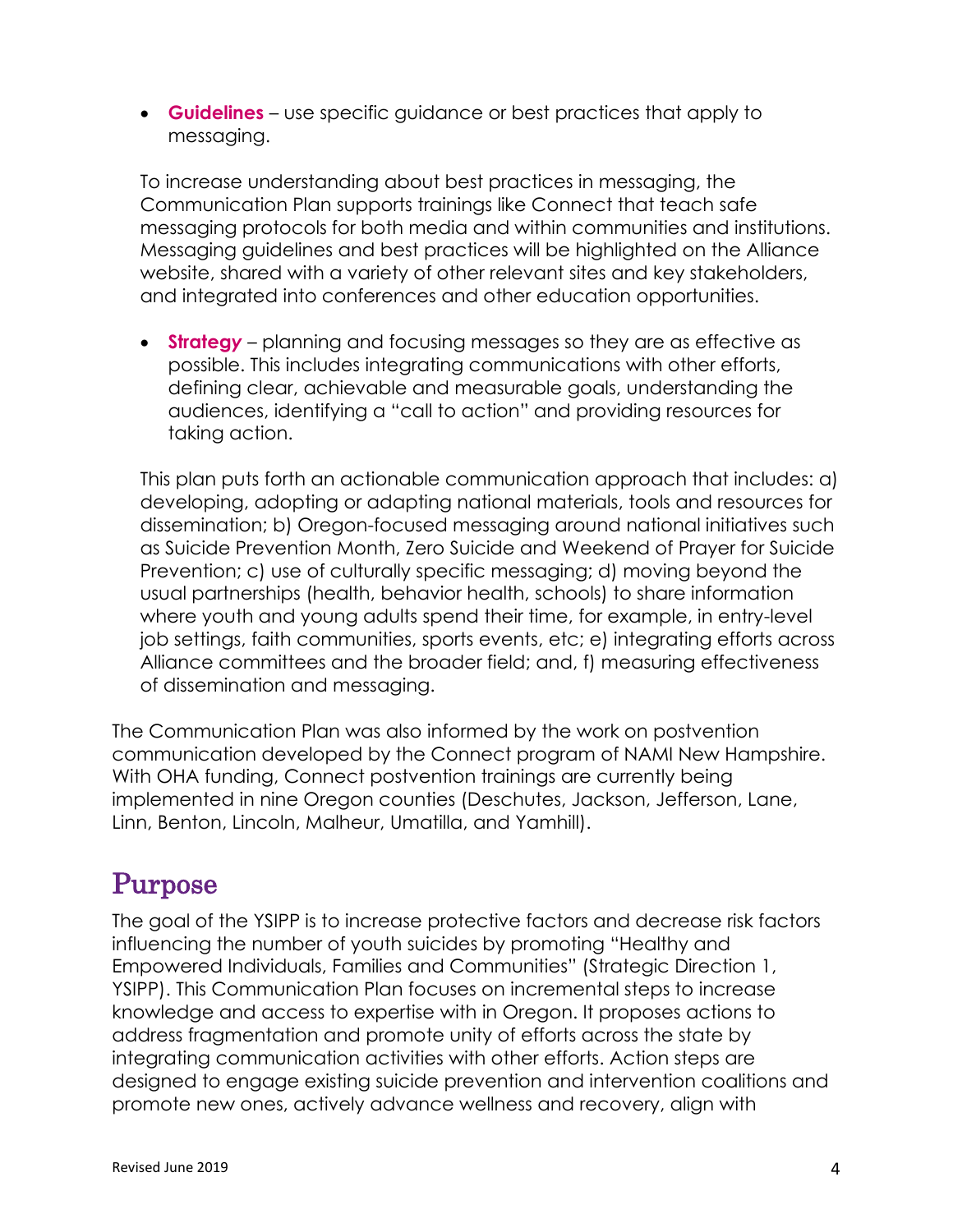- **Guidelines** – use specific guidance or best practices that apply to messaging.

  To increase understanding about best practices in messaging, the Communication Plan supports trainings like Connect that teach safe messaging protocols for both media and within communities and institutions. Messaging guidelines and best practices will be highlighted on the Alliance website, shared with a variety of other relevant sites and key stakeholders, and integrated into conferences and other education opportunities.

- **Strategy** – planning and focusing messages so they are as effective as possible. This includes integrating communications with other efforts, defining clear, achievable and measurable goals, understanding the audiences, identifying a "call to action" and providing resources for taking action.

  This plan puts forth an actionable communication approach that includes: a) developing, adopting or adapting national materials, tools and resources for dissemination; b) Oregon-focused messaging around national initiatives such as Suicide Prevention Month, Zero Suicide and Weekend of Prayer for Suicide Prevention; c) use of culturally specific messaging; d) moving beyond the usual partnerships (health, behavior health, schools) to share information where youth and young adults spend their time, for example, in entry-level job settings, faith communities, sports events, etc; e) integrating efforts across Alliance committees and the broader field; and, f) measuring effectiveness of dissemination and messaging.

The Communication Plan was also informed by the work on postvention communication developed by the Connect program of NAMI New Hampshire. With OHA funding, Connect postvention trainings are currently being implemented in nine Oregon counties (Deschutes, Jackson, Jefferson, Lane, Linn, Benton, Lincoln, Malheur, Umatilla, and Yamhill).

## Purpose

The goal of the YSIPP is to increase protective factors and decrease risk factors influencing the number of youth suicides by promoting "Healthy and Empowered Individuals, Families and Communities" (Strategic Direction 1, YSIPP). This Communication Plan focuses on incremental steps to increase knowledge and access to expertise with in Oregon. It proposes actions to address fragmentation and promote unity of efforts across the state by integrating communication activities with other efforts. Action steps are designed to engage existing suicide prevention and intervention coalitions and promote new ones, actively advance wellness and recovery, align with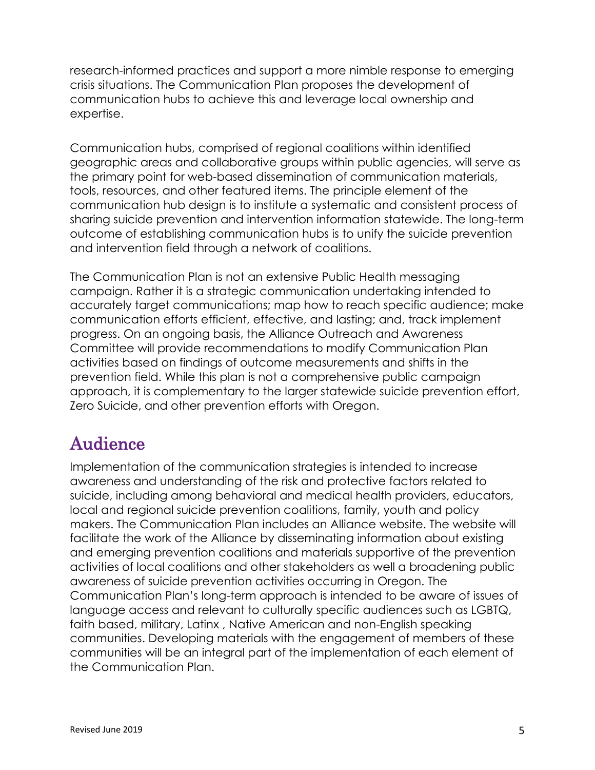research-informed practices and support a more nimble response to emerging crisis situations. The Communication Plan proposes the development of communication hubs to achieve this and leverage local ownership and expertise.

Communication hubs, comprised of regional coalitions within identified geographic areas and collaborative groups within public agencies, will serve as the primary point for web-based dissemination of communication materials, tools, resources, and other featured items. The principle element of the communication hub design is to institute a systematic and consistent process of sharing suicide prevention and intervention information statewide. The long-term outcome of establishing communication hubs is to unify the suicide prevention and intervention field through a network of coalitions.

The Communication Plan is not an extensive Public Health messaging campaign. Rather it is a strategic communication undertaking intended to accurately target communications; map how to reach specific audience; make communication efforts efficient, effective, and lasting; and, track implement progress. On an ongoing basis, the Alliance Outreach and Awareness Committee will provide recommendations to modify Communication Plan activities based on findings of outcome measurements and shifts in the prevention field. While this plan is not a comprehensive public campaign approach, it is complementary to the larger statewide suicide prevention effort, Zero Suicide, and other prevention efforts with Oregon.

# Audience

Implementation of the communication strategies is intended to increase awareness and understanding of the risk and protective factors related to suicide, including among behavioral and medical health providers, educators, local and regional suicide prevention coalitions, family, youth and policy makers. The Communication Plan includes an Alliance website. The website will facilitate the work of the Alliance by disseminating information about existing and emerging prevention coalitions and materials supportive of the prevention activities of local coalitions and other stakeholders as well a broadening public awareness of suicide prevention activities occurring in Oregon. The Communication Plan's long-term approach is intended to be aware of issues of language access and relevant to culturally specific audiences such as LGBTQ, faith based, military, Latinx , Native American and non-English speaking communities. Developing materials with the engagement of members of these communities will be an integral part of the implementation of each element of the Communication Plan.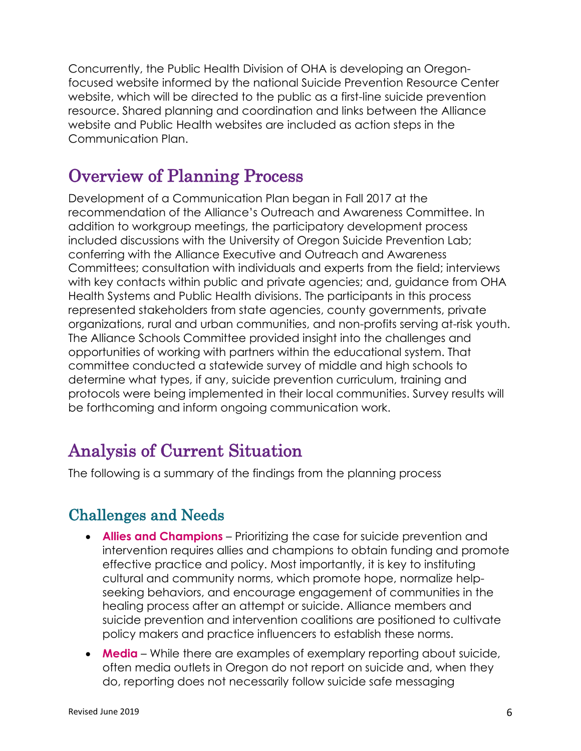Concurrently, the Public Health Division of OHA is developing an Oregon-focused website informed by the national Suicide Prevention Resource Center website, which will be directed to the public as a first-line suicide prevention resource. Shared planning and coordination and links between the Alliance website and Public Health websites are included as action steps in the Communication Plan.

## Overview of Planning Process

Development of a Communication Plan began in Fall 2017 at the recommendation of the Alliance's Outreach and Awareness Committee. In addition to workgroup meetings, the participatory development process included discussions with the University of Oregon Suicide Prevention Lab; conferring with the Alliance Executive and Outreach and Awareness Committees; consultation with individuals and experts from the field; interviews with key contacts within public and private agencies; and, guidance from OHA Health Systems and Public Health divisions. The participants in this process represented stakeholders from state agencies, county governments, private organizations, rural and urban communities, and non-profits serving at-risk youth. The Alliance Schools Committee provided insight into the challenges and opportunities of working with partners within the educational system. That committee conducted a statewide survey of middle and high schools to determine what types, if any, suicide prevention curriculum, training and protocols were being implemented in their local communities. Survey results will be forthcoming and inform ongoing communication work.

## Analysis of Current Situation

The following is a summary of the findings from the planning process

### Challenges and Needs

- **Allies and Champions** – Prioritizing the case for suicide prevention and intervention requires allies and champions to obtain funding and promote effective practice and policy. Most importantly, it is key to instituting cultural and community norms, which promote hope, normalize help-seeking behaviors, and encourage engagement of communities in the healing process after an attempt or suicide. Alliance members and suicide prevention and intervention coalitions are positioned to cultivate policy makers and practice influencers to establish these norms.
- **Media** – While there are examples of exemplary reporting about suicide, often media outlets in Oregon do not report on suicide and, when they do, reporting does not necessarily follow suicide safe messaging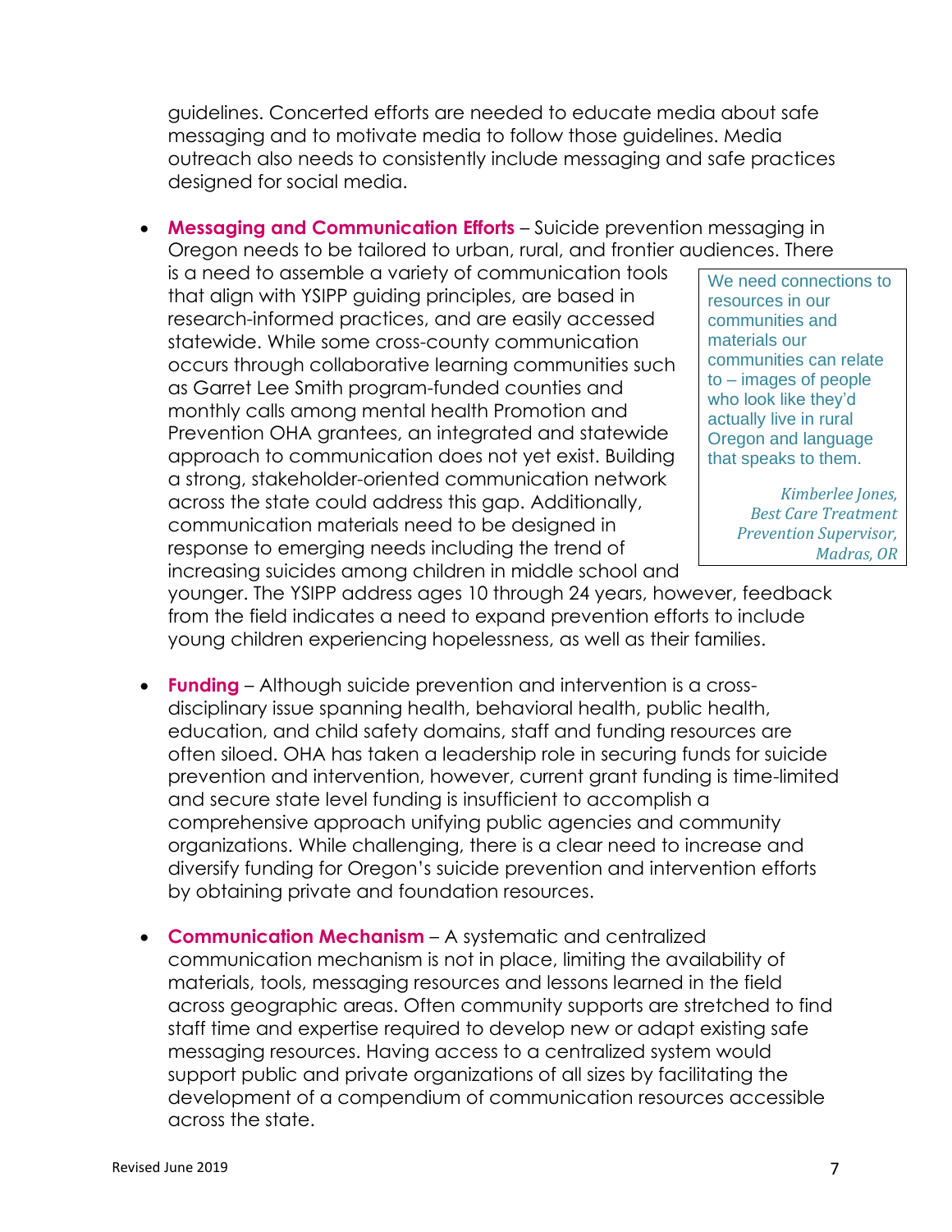guidelines. Concerted efforts are needed to educate media about safe messaging and to motivate media to follow those guidelines. Media outreach also needs to consistently include messaging and safe practices designed for social media.

- **Messaging and Communication Efforts** – Suicide prevention messaging in Oregon needs to be tailored to urban, rural, and frontier audiences. There is a need to assemble a variety of communication tools that align with YSIPP guiding principles, are based in research-informed practices, and are easily accessed statewide. While some cross-county communication occurs through collaborative learning communities such as Garret Lee Smith program-funded counties and monthly calls among mental health Promotion and Prevention OHA grantees, an integrated and statewide approach to communication does not yet exist. Building a strong, stakeholder-oriented communication network across the state could address this gap. Additionally, communication materials need to be designed in response to emerging needs including the trend of increasing suicides among children in middle school and younger. The YSIPP address ages 10 through 24 years, however, feedback from the field indicates a need to expand prevention efforts to include young children experiencing hopelessness, as well as their families.

> We need connections to resources in our communities and materials our communities can relate to – images of people who look like they'd actually live in rural Oregon and language that speaks to them.
>
> *Kimberlee Jones, Best Care Treatment Prevention Supervisor, Madras, OR*

- **Funding** – Although suicide prevention and intervention is a cross-disciplinary issue spanning health, behavioral health, public health, education, and child safety domains, staff and funding resources are often siloed. OHA has taken a leadership role in securing funds for suicide prevention and intervention, however, current grant funding is time-limited and secure state level funding is insufficient to accomplish a comprehensive approach unifying public agencies and community organizations. While challenging, there is a clear need to increase and diversify funding for Oregon's suicide prevention and intervention efforts by obtaining private and foundation resources.

- **Communication Mechanism** – A systematic and centralized communication mechanism is not in place, limiting the availability of materials, tools, messaging resources and lessons learned in the field across geographic areas. Often community supports are stretched to find staff time and expertise required to develop new or adapt existing safe messaging resources. Having access to a centralized system would support public and private organizations of all sizes by facilitating the development of a compendium of communication resources accessible across the state.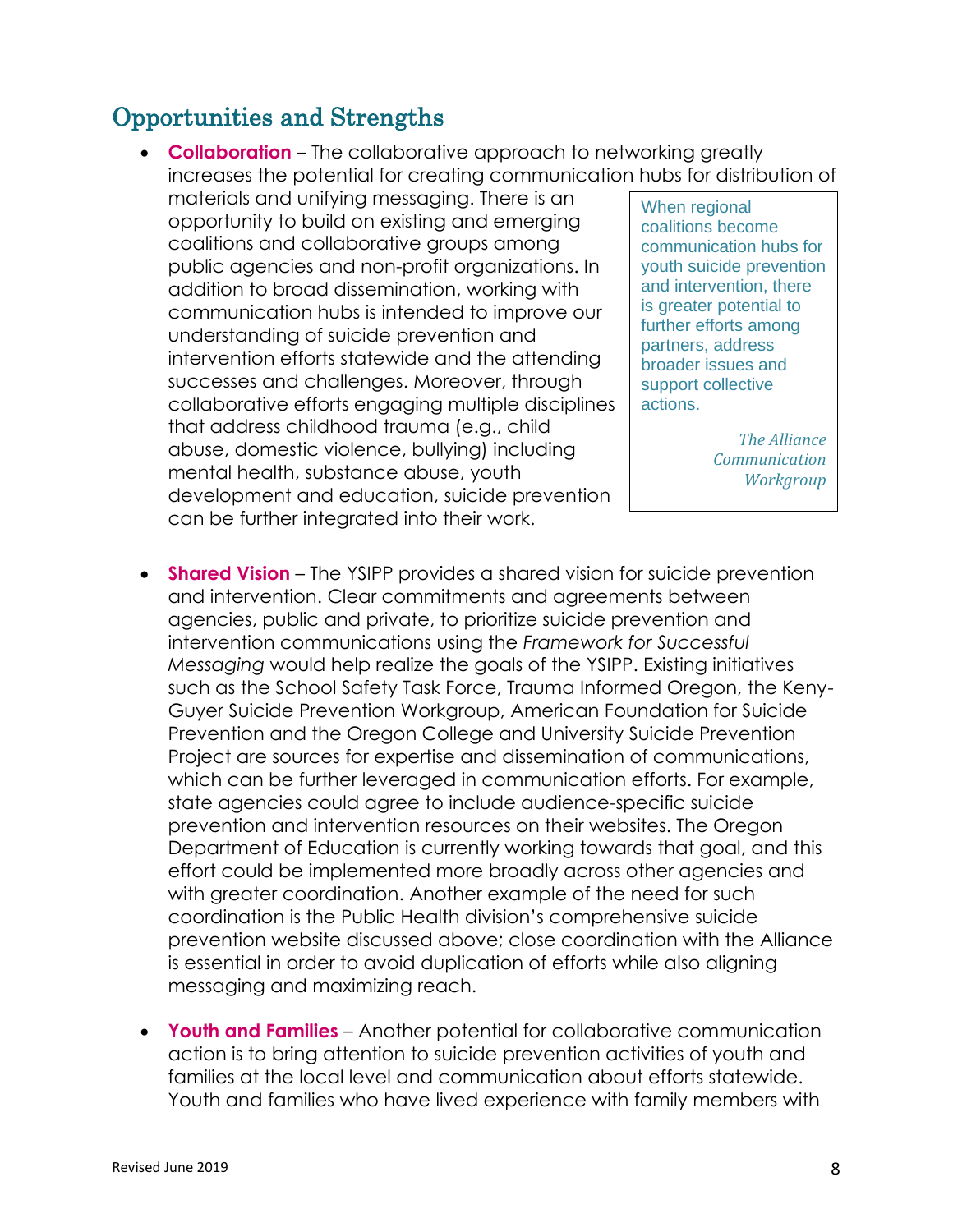## Opportunities and Strengths

- **Collaboration** – The collaborative approach to networking greatly increases the potential for creating communication hubs for distribution of materials and unifying messaging. There is an opportunity to build on existing and emerging coalitions and collaborative groups among public agencies and non-profit organizations. In addition to broad dissemination, working with communication hubs is intended to improve our understanding of suicide prevention and intervention efforts statewide and the attending successes and challenges. Moreover, through collaborative efforts engaging multiple disciplines that address childhood trauma (e.g., child abuse, domestic violence, bullying) including mental health, substance abuse, youth development and education, suicide prevention can be further integrated into their work.

> When regional coalitions become communication hubs for youth suicide prevention and intervention, there is greater potential to further efforts among partners, address broader issues and support collective actions.
>
> *The Alliance Communication Workgroup*

- **Shared Vision** – The YSIPP provides a shared vision for suicide prevention and intervention. Clear commitments and agreements between agencies, public and private, to prioritize suicide prevention and intervention communications using the *Framework for Successful Messaging* would help realize the goals of the YSIPP. Existing initiatives such as the School Safety Task Force, Trauma Informed Oregon, the Keny-Guyer Suicide Prevention Workgroup, American Foundation for Suicide Prevention and the Oregon College and University Suicide Prevention Project are sources for expertise and dissemination of communications, which can be further leveraged in communication efforts. For example, state agencies could agree to include audience-specific suicide prevention and intervention resources on their websites. The Oregon Department of Education is currently working towards that goal, and this effort could be implemented more broadly across other agencies and with greater coordination. Another example of the need for such coordination is the Public Health division's comprehensive suicide prevention website discussed above; close coordination with the Alliance is essential in order to avoid duplication of efforts while also aligning messaging and maximizing reach.

- **Youth and Families** – Another potential for collaborative communication action is to bring attention to suicide prevention activities of youth and families at the local level and communication about efforts statewide. Youth and families who have lived experience with family members with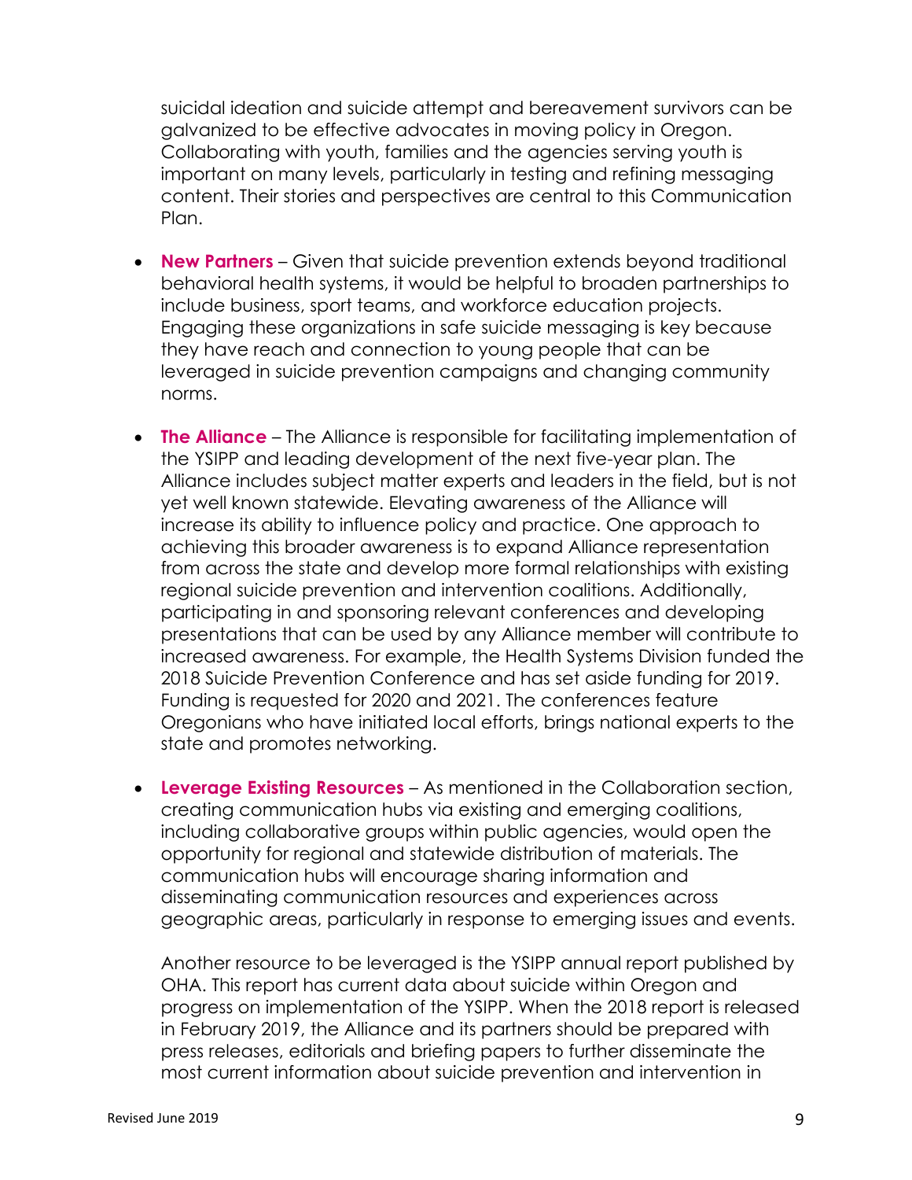suicidal ideation and suicide attempt and bereavement survivors can be galvanized to be effective advocates in moving policy in Oregon. Collaborating with youth, families and the agencies serving youth is important on many levels, particularly in testing and refining messaging content. Their stories and perspectives are central to this Communication Plan.

- **New Partners** – Given that suicide prevention extends beyond traditional behavioral health systems, it would be helpful to broaden partnerships to include business, sport teams, and workforce education projects. Engaging these organizations in safe suicide messaging is key because they have reach and connection to young people that can be leveraged in suicide prevention campaigns and changing community norms.

- **The Alliance** – The Alliance is responsible for facilitating implementation of the YSIPP and leading development of the next five-year plan. The Alliance includes subject matter experts and leaders in the field, but is not yet well known statewide. Elevating awareness of the Alliance will increase its ability to influence policy and practice. One approach to achieving this broader awareness is to expand Alliance representation from across the state and develop more formal relationships with existing regional suicide prevention and intervention coalitions. Additionally, participating in and sponsoring relevant conferences and developing presentations that can be used by any Alliance member will contribute to increased awareness. For example, the Health Systems Division funded the 2018 Suicide Prevention Conference and has set aside funding for 2019. Funding is requested for 2020 and 2021. The conferences feature Oregonians who have initiated local efforts, brings national experts to the state and promotes networking.

- **Leverage Existing Resources** – As mentioned in the Collaboration section, creating communication hubs via existing and emerging coalitions, including collaborative groups within public agencies, would open the opportunity for regional and statewide distribution of materials. The communication hubs will encourage sharing information and disseminating communication resources and experiences across geographic areas, particularly in response to emerging issues and events.

  Another resource to be leveraged is the YSIPP annual report published by OHA. This report has current data about suicide within Oregon and progress on implementation of the YSIPP. When the 2018 report is released in February 2019, the Alliance and its partners should be prepared with press releases, editorials and briefing papers to further disseminate the most current information about suicide prevention and intervention in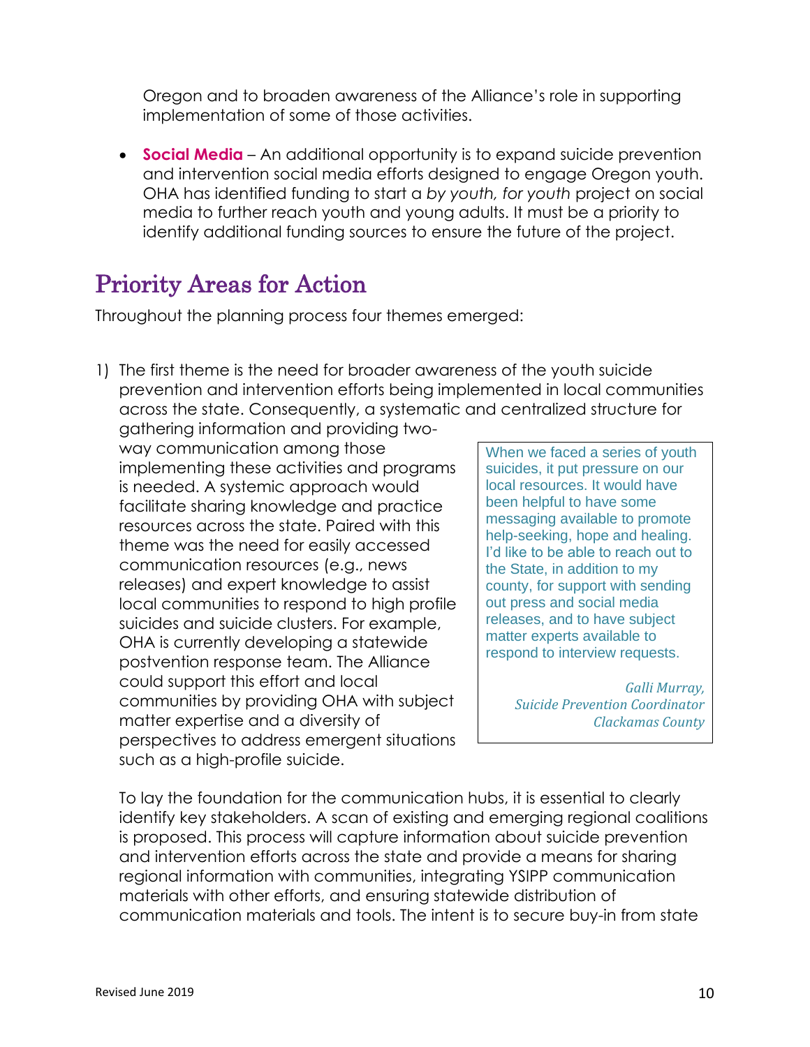Oregon and to broaden awareness of the Alliance's role in supporting implementation of some of those activities.

- **Social Media** – An additional opportunity is to expand suicide prevention and intervention social media efforts designed to engage Oregon youth. OHA has identified funding to start a *by youth, for youth* project on social media to further reach youth and young adults. It must be a priority to identify additional funding sources to ensure the future of the project.

## Priority Areas for Action

Throughout the planning process four themes emerged:

1) The first theme is the need for broader awareness of the youth suicide prevention and intervention efforts being implemented in local communities across the state. Consequently, a systematic and centralized structure for gathering information and providing two-way communication among those implementing these activities and programs is needed. A systemic approach would facilitate sharing knowledge and practice resources across the state. Paired with this theme was the need for easily accessed communication resources (e.g., news releases) and expert knowledge to assist local communities to respond to high profile suicides and suicide clusters. For example, OHA is currently developing a statewide postvention response team. The Alliance could support this effort and local communities by providing OHA with subject matter expertise and a diversity of perspectives to address emergent situations such as a high-profile suicide.

> When we faced a series of youth suicides, it put pressure on our local resources. It would have been helpful to have some messaging available to promote help-seeking, hope and healing. I'd like to be able to reach out to the State, in addition to my county, for support with sending out press and social media releases, and to have subject matter experts available to respond to interview requests.
>
> *Galli Murray,*
> *Suicide Prevention Coordinator*
> *Clackamas County*

To lay the foundation for the communication hubs, it is essential to clearly identify key stakeholders. A scan of existing and emerging regional coalitions is proposed. This process will capture information about suicide prevention and intervention efforts across the state and provide a means for sharing regional information with communities, integrating YSIPP communication materials with other efforts, and ensuring statewide distribution of communication materials and tools. The intent is to secure buy-in from state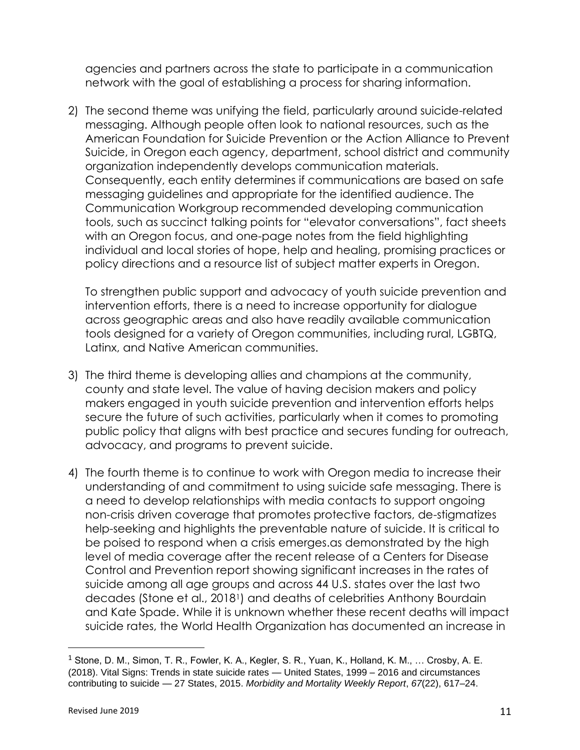agencies and partners across the state to participate in a communication network with the goal of establishing a process for sharing information.

2) The second theme was unifying the field, particularly around suicide-related messaging. Although people often look to national resources, such as the American Foundation for Suicide Prevention or the Action Alliance to Prevent Suicide, in Oregon each agency, department, school district and community organization independently develops communication materials. Consequently, each entity determines if communications are based on safe messaging guidelines and appropriate for the identified audience. The Communication Workgroup recommended developing communication tools, such as succinct talking points for "elevator conversations", fact sheets with an Oregon focus, and one-page notes from the field highlighting individual and local stories of hope, help and healing, promising practices or policy directions and a resource list of subject matter experts in Oregon.

   To strengthen public support and advocacy of youth suicide prevention and intervention efforts, there is a need to increase opportunity for dialogue across geographic areas and also have readily available communication tools designed for a variety of Oregon communities, including rural, LGBTQ, Latinx, and Native American communities.

3) The third theme is developing allies and champions at the community, county and state level. The value of having decision makers and policy makers engaged in youth suicide prevention and intervention efforts helps secure the future of such activities, particularly when it comes to promoting public policy that aligns with best practice and secures funding for outreach, advocacy, and programs to prevent suicide.

4) The fourth theme is to continue to work with Oregon media to increase their understanding of and commitment to using suicide safe messaging. There is a need to develop relationships with media contacts to support ongoing non-crisis driven coverage that promotes protective factors, de-stigmatizes help-seeking and highlights the preventable nature of suicide. It is critical to be poised to respond when a crisis emerges.as demonstrated by the high level of media coverage after the recent release of a Centers for Disease Control and Prevention report showing significant increases in the rates of suicide among all age groups and across 44 U.S. states over the last two decades (Stone et al., 2018[1]) and deaths of celebrities Anthony Bourdain and Kate Spade. While it is unknown whether these recent deaths will impact suicide rates, the World Health Organization has documented an increase in

[1] Stone, D. M., Simon, T. R., Fowler, K. A., Kegler, S. R., Yuan, K., Holland, K. M., … Crosby, A. E. (2018). Vital Signs: Trends in state suicide rates — United States, 1999 – 2016 and circumstances contributing to suicide — 27 States, 2015. *Morbidity and Mortality Weekly Report*, *67*(22), 617–24.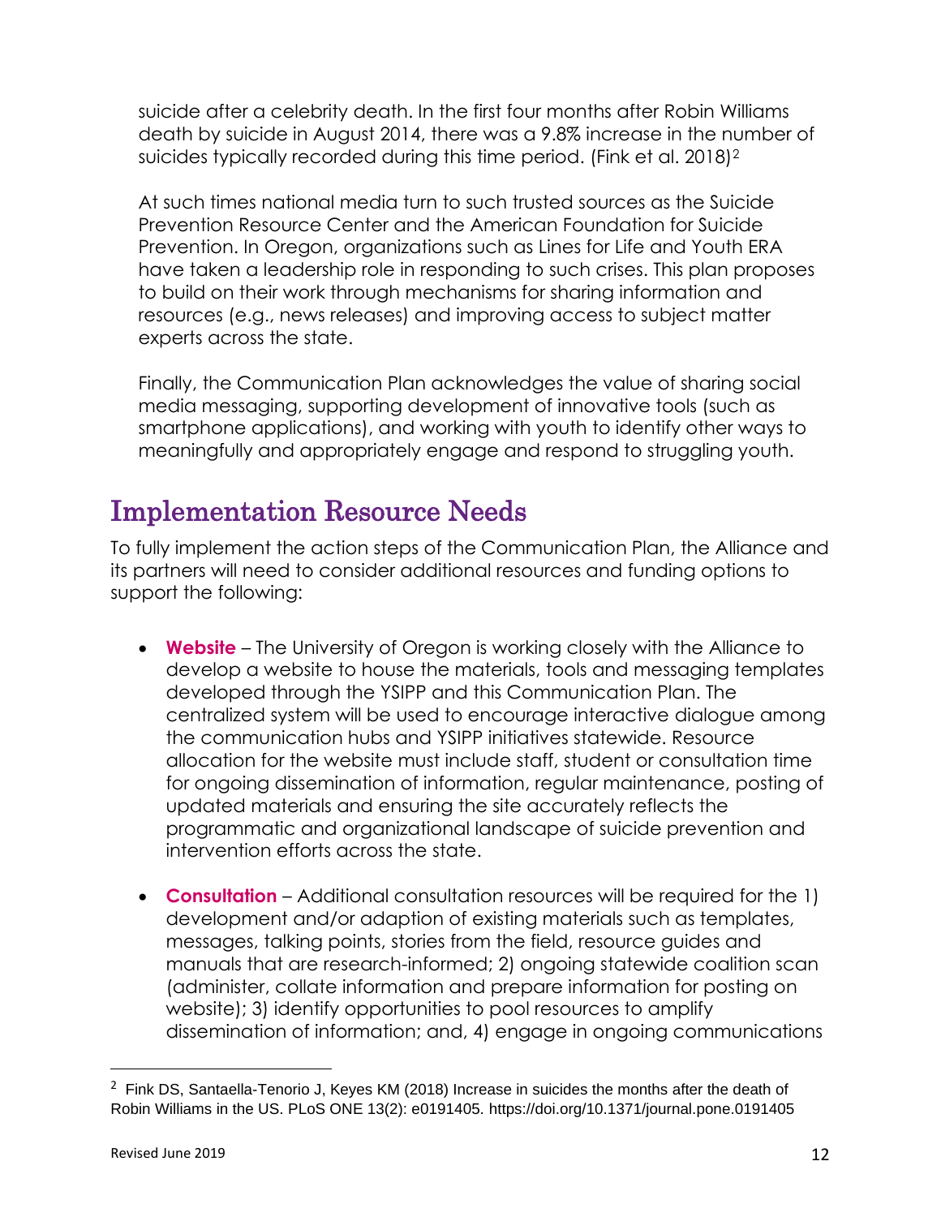suicide after a celebrity death. In the first four months after Robin Williams death by suicide in August 2014, there was a 9.8% increase in the number of suicides typically recorded during this time period. (Fink et al. 2018)[2]

At such times national media turn to such trusted sources as the Suicide Prevention Resource Center and the American Foundation for Suicide Prevention. In Oregon, organizations such as Lines for Life and Youth ERA have taken a leadership role in responding to such crises. This plan proposes to build on their work through mechanisms for sharing information and resources (e.g., news releases) and improving access to subject matter experts across the state.

Finally, the Communication Plan acknowledges the value of sharing social media messaging, supporting development of innovative tools (such as smartphone applications), and working with youth to identify other ways to meaningfully and appropriately engage and respond to struggling youth.

## Implementation Resource Needs

To fully implement the action steps of the Communication Plan, the Alliance and its partners will need to consider additional resources and funding options to support the following:

- **Website** – The University of Oregon is working closely with the Alliance to develop a website to house the materials, tools and messaging templates developed through the YSIPP and this Communication Plan. The centralized system will be used to encourage interactive dialogue among the communication hubs and YSIPP initiatives statewide. Resource allocation for the website must include staff, student or consultation time for ongoing dissemination of information, regular maintenance, posting of updated materials and ensuring the site accurately reflects the programmatic and organizational landscape of suicide prevention and intervention efforts across the state.

- **Consultation** – Additional consultation resources will be required for the 1) development and/or adaption of existing materials such as templates, messages, talking points, stories from the field, resource guides and manuals that are research-informed; 2) ongoing statewide coalition scan (administer, collate information and prepare information for posting on website); 3) identify opportunities to pool resources to amplify dissemination of information; and, 4) engage in ongoing communications

---

[2] Fink DS, Santaella-Tenorio J, Keyes KM (2018) Increase in suicides the months after the death of Robin Williams in the US. PLoS ONE 13(2): e0191405. https://doi.org/10.1371/journal.pone.0191405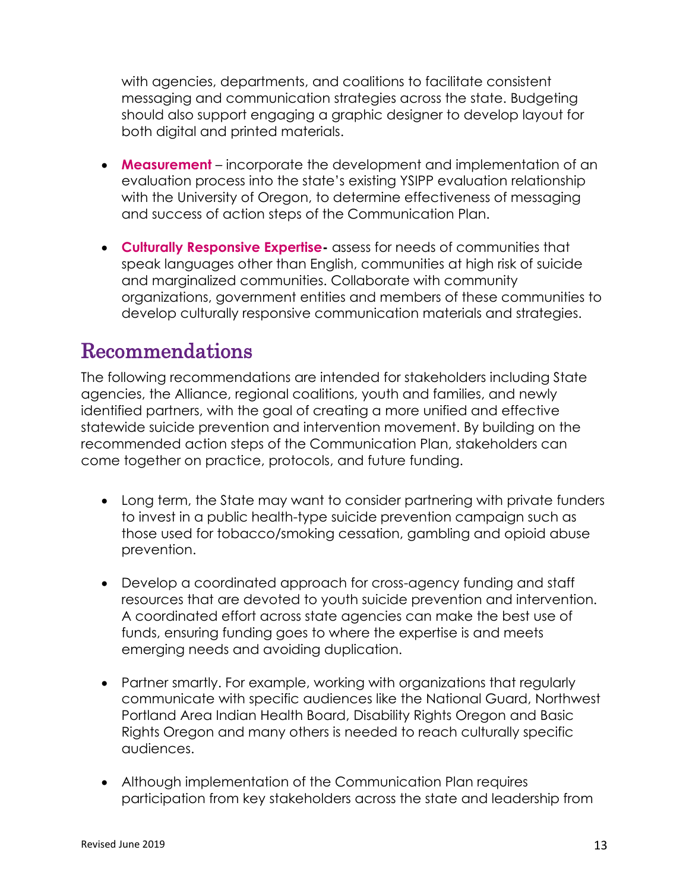with agencies, departments, and coalitions to facilitate consistent messaging and communication strategies across the state. Budgeting should also support engaging a graphic designer to develop layout for both digital and printed materials.

- **Measurement** – incorporate the development and implementation of an evaluation process into the state's existing YSIPP evaluation relationship with the University of Oregon, to determine effectiveness of messaging and success of action steps of the Communication Plan.

- **Culturally Responsive Expertise-** assess for needs of communities that speak languages other than English, communities at high risk of suicide and marginalized communities. Collaborate with community organizations, government entities and members of these communities to develop culturally responsive communication materials and strategies.

# Recommendations

The following recommendations are intended for stakeholders including State agencies, the Alliance, regional coalitions, youth and families, and newly identified partners, with the goal of creating a more unified and effective statewide suicide prevention and intervention movement. By building on the recommended action steps of the Communication Plan, stakeholders can come together on practice, protocols, and future funding.

- Long term, the State may want to consider partnering with private funders to invest in a public health-type suicide prevention campaign such as those used for tobacco/smoking cessation, gambling and opioid abuse prevention.

- Develop a coordinated approach for cross-agency funding and staff resources that are devoted to youth suicide prevention and intervention. A coordinated effort across state agencies can make the best use of funds, ensuring funding goes to where the expertise is and meets emerging needs and avoiding duplication.

- Partner smartly. For example, working with organizations that regularly communicate with specific audiences like the National Guard, Northwest Portland Area Indian Health Board, Disability Rights Oregon and Basic Rights Oregon and many others is needed to reach culturally specific audiences.

- Although implementation of the Communication Plan requires participation from key stakeholders across the state and leadership from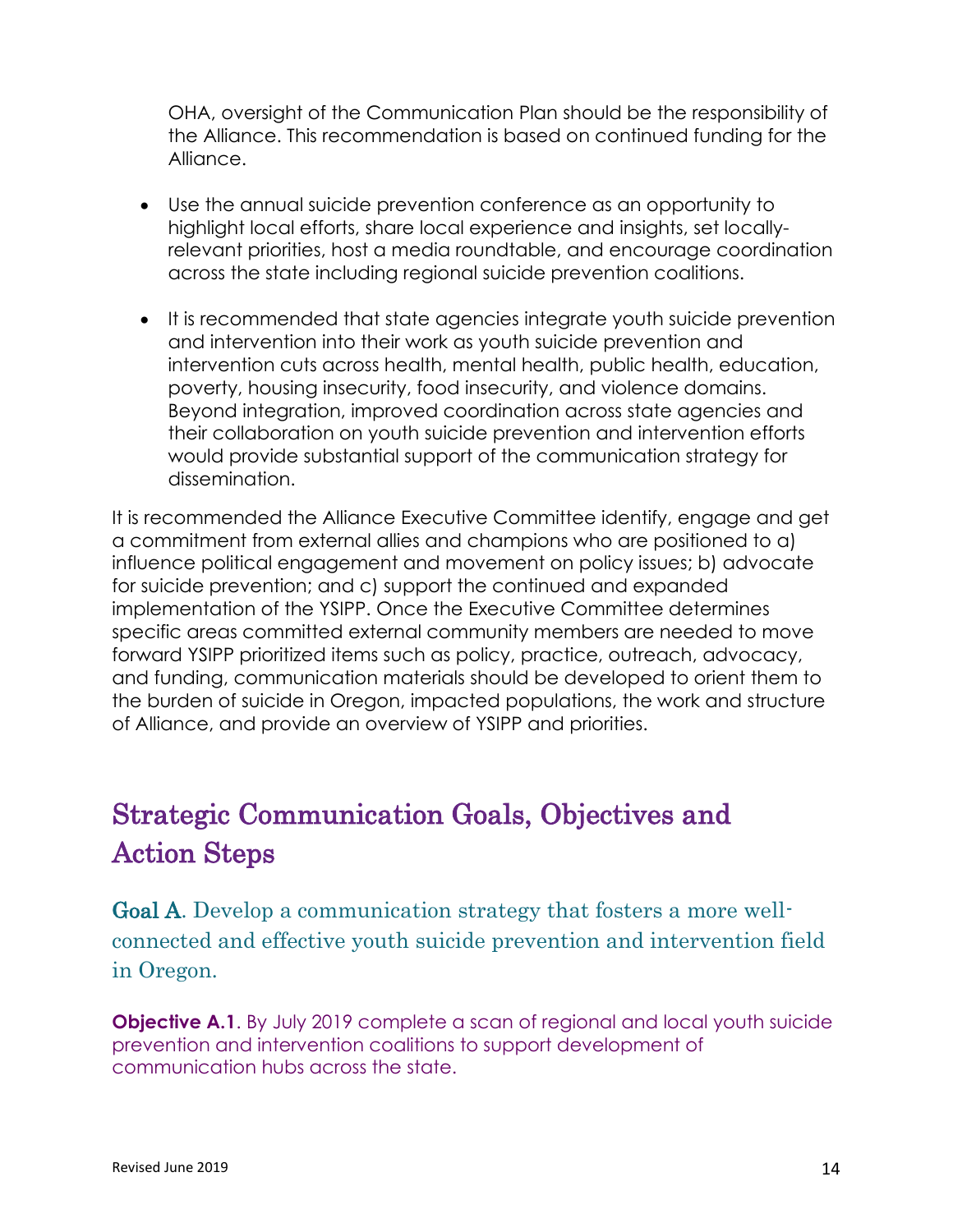OHA, oversight of the Communication Plan should be the responsibility of the Alliance. This recommendation is based on continued funding for the Alliance.

- Use the annual suicide prevention conference as an opportunity to highlight local efforts, share local experience and insights, set locally-relevant priorities, host a media roundtable, and encourage coordination across the state including regional suicide prevention coalitions.

- It is recommended that state agencies integrate youth suicide prevention and intervention into their work as youth suicide prevention and intervention cuts across health, mental health, public health, education, poverty, housing insecurity, food insecurity, and violence domains. Beyond integration, improved coordination across state agencies and their collaboration on youth suicide prevention and intervention efforts would provide substantial support of the communication strategy for dissemination.

It is recommended the Alliance Executive Committee identify, engage and get a commitment from external allies and champions who are positioned to a) influence political engagement and movement on policy issues; b) advocate for suicide prevention; and c) support the continued and expanded implementation of the YSIPP. Once the Executive Committee determines specific areas committed external community members are needed to move forward YSIPP prioritized items such as policy, practice, outreach, advocacy, and funding, communication materials should be developed to orient them to the burden of suicide in Oregon, impacted populations, the work and structure of Alliance, and provide an overview of YSIPP and priorities.

## Strategic Communication Goals, Objectives and Action Steps

### **Goal A**. Develop a communication strategy that fosters a more well-connected and effective youth suicide prevention and intervention field in Oregon.

**Objective A.1**. By July 2019 complete a scan of regional and local youth suicide prevention and intervention coalitions to support development of communication hubs across the state.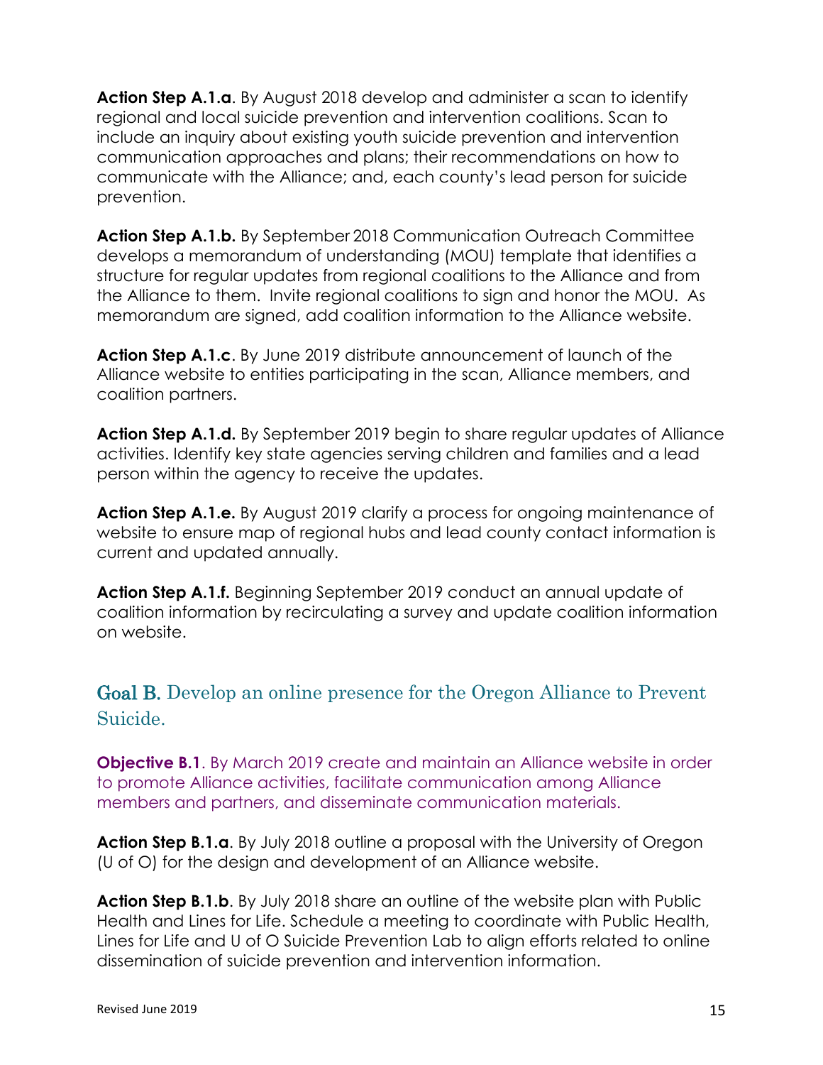**Action Step A.1.a**. By August 2018 develop and administer a scan to identify regional and local suicide prevention and intervention coalitions. Scan to include an inquiry about existing youth suicide prevention and intervention communication approaches and plans; their recommendations on how to communicate with the Alliance; and, each county's lead person for suicide prevention.

**Action Step A.1.b.** By September 2018 Communication Outreach Committee develops a memorandum of understanding (MOU) template that identifies a structure for regular updates from regional coalitions to the Alliance and from the Alliance to them. Invite regional coalitions to sign and honor the MOU. As memorandum are signed, add coalition information to the Alliance website.

**Action Step A.1.c**. By June 2019 distribute announcement of launch of the Alliance website to entities participating in the scan, Alliance members, and coalition partners.

**Action Step A.1.d.** By September 2019 begin to share regular updates of Alliance activities. Identify key state agencies serving children and families and a lead person within the agency to receive the updates.

**Action Step A.1.e.** By August 2019 clarify a process for ongoing maintenance of website to ensure map of regional hubs and lead county contact information is current and updated annually.

**Action Step A.1.f.** Beginning September 2019 conduct an annual update of coalition information by recirculating a survey and update coalition information on website.

## Goal B. Develop an online presence for the Oregon Alliance to Prevent Suicide.

**Objective B.1**. By March 2019 create and maintain an Alliance website in order to promote Alliance activities, facilitate communication among Alliance members and partners, and disseminate communication materials.

**Action Step B.1.a**. By July 2018 outline a proposal with the University of Oregon (U of O) for the design and development of an Alliance website.

**Action Step B.1.b**. By July 2018 share an outline of the website plan with Public Health and Lines for Life. Schedule a meeting to coordinate with Public Health, Lines for Life and U of O Suicide Prevention Lab to align efforts related to online dissemination of suicide prevention and intervention information.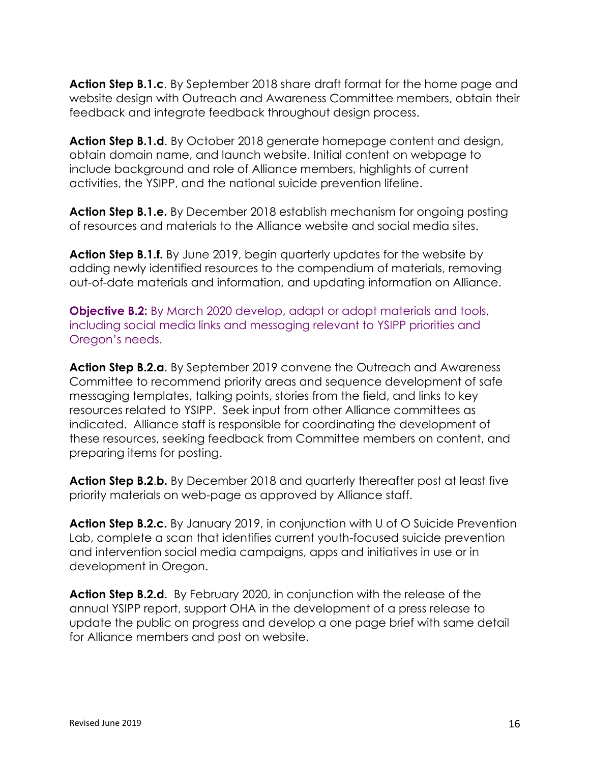**Action Step B.1.c**. By September 2018 share draft format for the home page and website design with Outreach and Awareness Committee members, obtain their feedback and integrate feedback throughout design process.

**Action Step B.1.d**. By October 2018 generate homepage content and design, obtain domain name, and launch website. Initial content on webpage to include background and role of Alliance members, highlights of current activities, the YSIPP, and the national suicide prevention lifeline.

**Action Step B.1.e.** By December 2018 establish mechanism for ongoing posting of resources and materials to the Alliance website and social media sites.

**Action Step B.1.f.** By June 2019, begin quarterly updates for the website by adding newly identified resources to the compendium of materials, removing out-of-date materials and information, and updating information on Alliance.

**Objective B.2:** By March 2020 develop, adapt or adopt materials and tools, including social media links and messaging relevant to YSIPP priorities and Oregon's needs.

**Action Step B.2.a**. By September 2019 convene the Outreach and Awareness Committee to recommend priority areas and sequence development of safe messaging templates, talking points, stories from the field, and links to key resources related to YSIPP. Seek input from other Alliance committees as indicated. Alliance staff is responsible for coordinating the development of these resources, seeking feedback from Committee members on content, and preparing items for posting.

**Action Step B.2.b.** By December 2018 and quarterly thereafter post at least five priority materials on web-page as approved by Alliance staff.

**Action Step B.2.c.** By January 2019, in conjunction with U of O Suicide Prevention Lab, complete a scan that identifies current youth-focused suicide prevention and intervention social media campaigns, apps and initiatives in use or in development in Oregon.

**Action Step B.2.d**. By February 2020, in conjunction with the release of the annual YSIPP report, support OHA in the development of a press release to update the public on progress and develop a one page brief with same detail for Alliance members and post on website.

Revised June 2019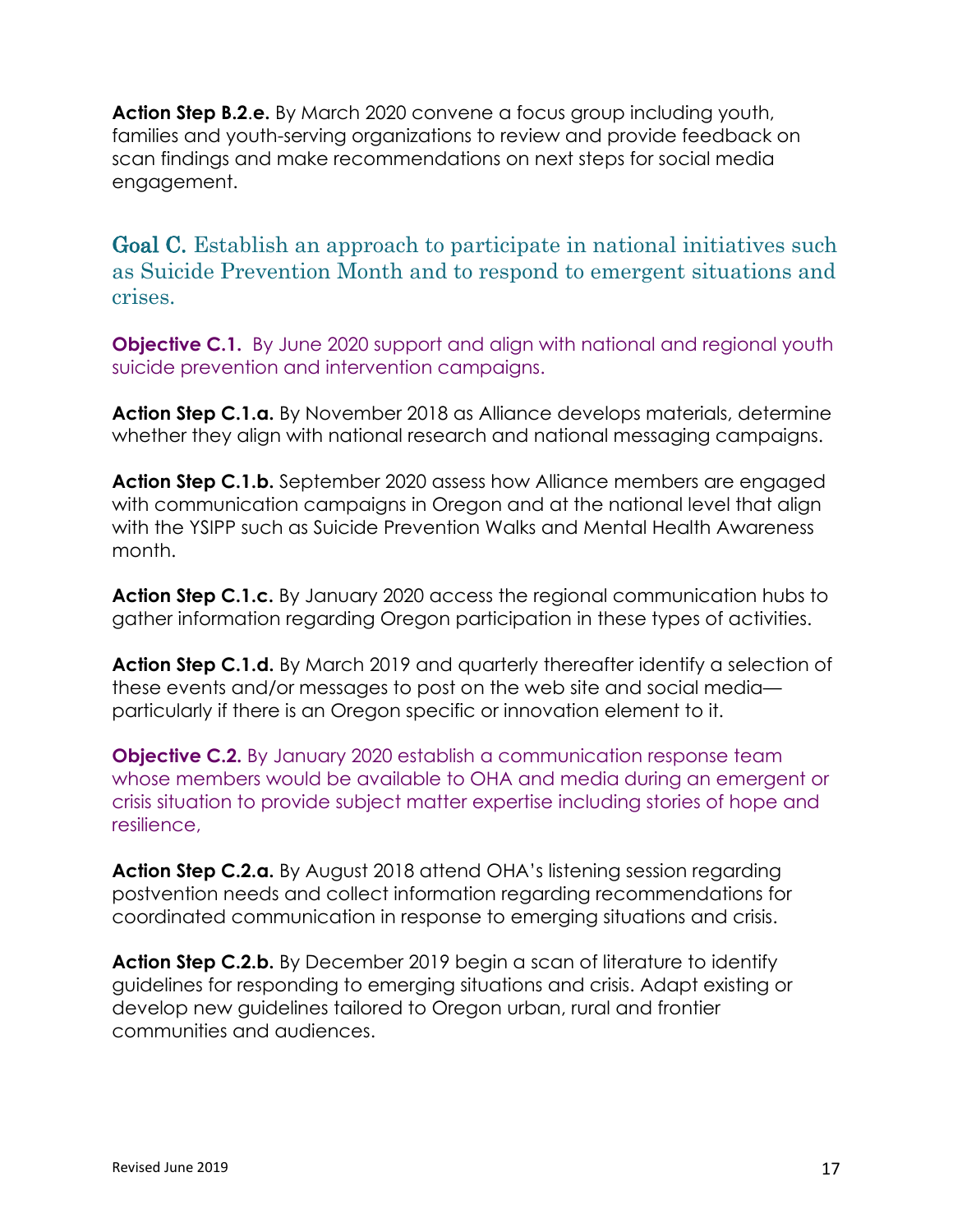**Action Step B.2.e.** By March 2020 convene a focus group including youth, families and youth-serving organizations to review and provide feedback on scan findings and make recommendations on next steps for social media engagement.

## Goal C. Establish an approach to participate in national initiatives such as Suicide Prevention Month and to respond to emergent situations and crises.

**Objective C.1.** By June 2020 support and align with national and regional youth suicide prevention and intervention campaigns.

**Action Step C.1.a.** By November 2018 as Alliance develops materials, determine whether they align with national research and national messaging campaigns.

**Action Step C.1.b.** September 2020 assess how Alliance members are engaged with communication campaigns in Oregon and at the national level that align with the YSIPP such as Suicide Prevention Walks and Mental Health Awareness month.

**Action Step C.1.c.** By January 2020 access the regional communication hubs to gather information regarding Oregon participation in these types of activities.

**Action Step C.1.d.** By March 2019 and quarterly thereafter identify a selection of these events and/or messages to post on the web site and social media—particularly if there is an Oregon specific or innovation element to it.

**Objective C.2.** By January 2020 establish a communication response team whose members would be available to OHA and media during an emergent or crisis situation to provide subject matter expertise including stories of hope and resilience,

**Action Step C.2.a.** By August 2018 attend OHA's listening session regarding postvention needs and collect information regarding recommendations for coordinated communication in response to emerging situations and crisis.

**Action Step C.2.b.** By December 2019 begin a scan of literature to identify guidelines for responding to emerging situations and crisis. Adapt existing or develop new guidelines tailored to Oregon urban, rural and frontier communities and audiences.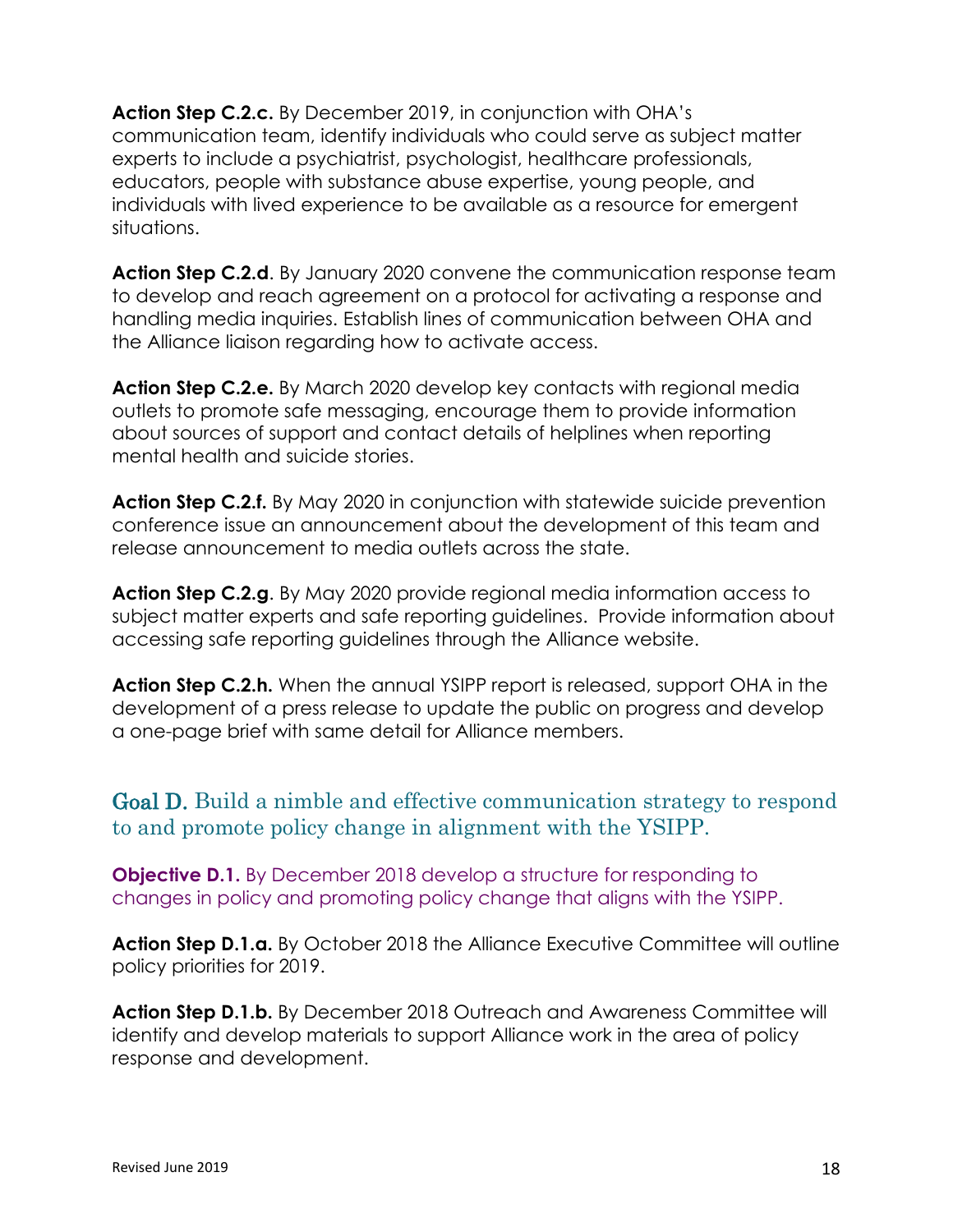**Action Step C.2.c.** By December 2019, in conjunction with OHA's communication team, identify individuals who could serve as subject matter experts to include a psychiatrist, psychologist, healthcare professionals, educators, people with substance abuse expertise, young people, and individuals with lived experience to be available as a resource for emergent situations.

**Action Step C.2.d**. By January 2020 convene the communication response team to develop and reach agreement on a protocol for activating a response and handling media inquiries. Establish lines of communication between OHA and the Alliance liaison regarding how to activate access.

**Action Step C.2.e.** By March 2020 develop key contacts with regional media outlets to promote safe messaging, encourage them to provide information about sources of support and contact details of helplines when reporting mental health and suicide stories.

**Action Step C.2.f.** By May 2020 in conjunction with statewide suicide prevention conference issue an announcement about the development of this team and release announcement to media outlets across the state.

**Action Step C.2.g**. By May 2020 provide regional media information access to subject matter experts and safe reporting guidelines. Provide information about accessing safe reporting guidelines through the Alliance website.

**Action Step C.2.h.** When the annual YSIPP report is released, support OHA in the development of a press release to update the public on progress and develop a one-page brief with same detail for Alliance members.

## Goal D. Build a nimble and effective communication strategy to respond to and promote policy change in alignment with the YSIPP.

**Objective D.1.** By December 2018 develop a structure for responding to changes in policy and promoting policy change that aligns with the YSIPP.

**Action Step D.1.a.** By October 2018 the Alliance Executive Committee will outline policy priorities for 2019.

**Action Step D.1.b.** By December 2018 Outreach and Awareness Committee will identify and develop materials to support Alliance work in the area of policy response and development.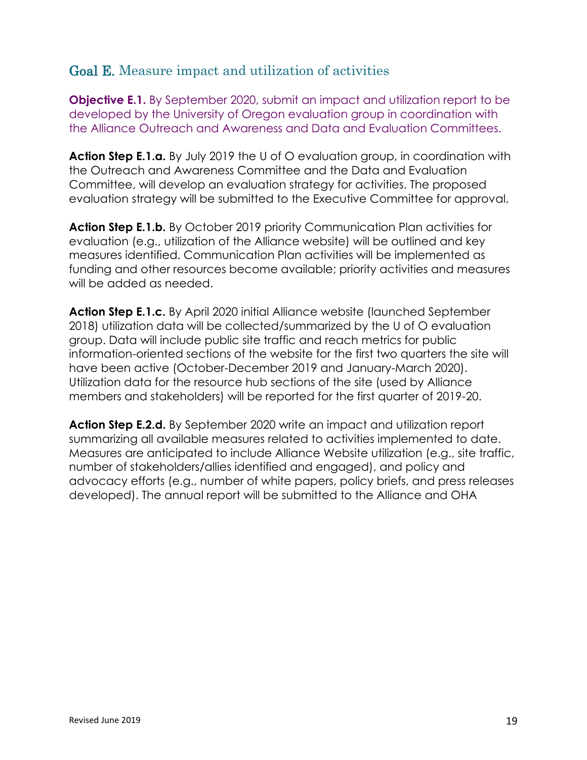## Goal E. Measure impact and utilization of activities

**Objective E.1.** By September 2020, submit an impact and utilization report to be developed by the University of Oregon evaluation group in coordination with the Alliance Outreach and Awareness and Data and Evaluation Committees.

**Action Step E.1.a.** By July 2019 the U of O evaluation group, in coordination with the Outreach and Awareness Committee and the Data and Evaluation Committee, will develop an evaluation strategy for activities. The proposed evaluation strategy will be submitted to the Executive Committee for approval.

**Action Step E.1.b.** By October 2019 priority Communication Plan activities for evaluation (e.g., utilization of the Alliance website) will be outlined and key measures identified. Communication Plan activities will be implemented as funding and other resources become available; priority activities and measures will be added as needed.

**Action Step E.1.c.** By April 2020 initial Alliance website (launched September 2018) utilization data will be collected/summarized by the U of O evaluation group. Data will include public site traffic and reach metrics for public information-oriented sections of the website for the first two quarters the site will have been active (October-December 2019 and January-March 2020). Utilization data for the resource hub sections of the site (used by Alliance members and stakeholders) will be reported for the first quarter of 2019-20.

**Action Step E.2.d.** By September 2020 write an impact and utilization report summarizing all available measures related to activities implemented to date. Measures are anticipated to include Alliance Website utilization (e.g., site traffic, number of stakeholders/allies identified and engaged), and policy and advocacy efforts (e.g., number of white papers, policy briefs, and press releases developed). The annual report will be submitted to the Alliance and OHA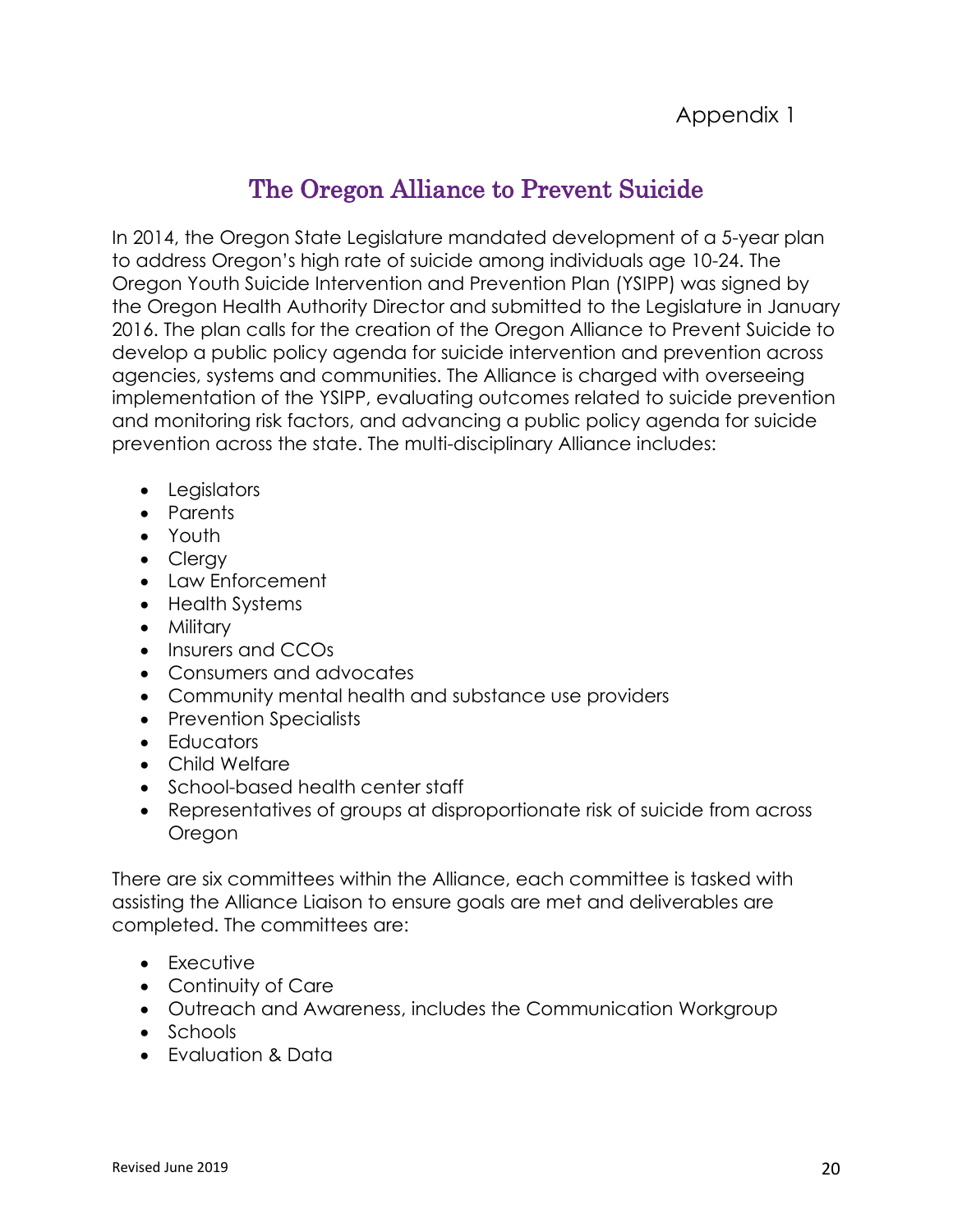Appendix 1

# The Oregon Alliance to Prevent Suicide

In 2014, the Oregon State Legislature mandated development of a 5-year plan to address Oregon's high rate of suicide among individuals age 10-24. The Oregon Youth Suicide Intervention and Prevention Plan (YSIPP) was signed by the Oregon Health Authority Director and submitted to the Legislature in January 2016. The plan calls for the creation of the Oregon Alliance to Prevent Suicide to develop a public policy agenda for suicide intervention and prevention across agencies, systems and communities. The Alliance is charged with overseeing implementation of the YSIPP, evaluating outcomes related to suicide prevention and monitoring risk factors, and advancing a public policy agenda for suicide prevention across the state. The multi-disciplinary Alliance includes:

- Legislators
- Parents
- Youth
- Clergy
- Law Enforcement
- Health Systems
- Military
- Insurers and CCOs
- Consumers and advocates
- Community mental health and substance use providers
- Prevention Specialists
- Educators
- Child Welfare
- School-based health center staff
- Representatives of groups at disproportionate risk of suicide from across Oregon

There are six committees within the Alliance, each committee is tasked with assisting the Alliance Liaison to ensure goals are met and deliverables are completed. The committees are:

- Executive
- Continuity of Care
- Outreach and Awareness, includes the Communication Workgroup
- Schools
- Evaluation & Data

Revised June 2019